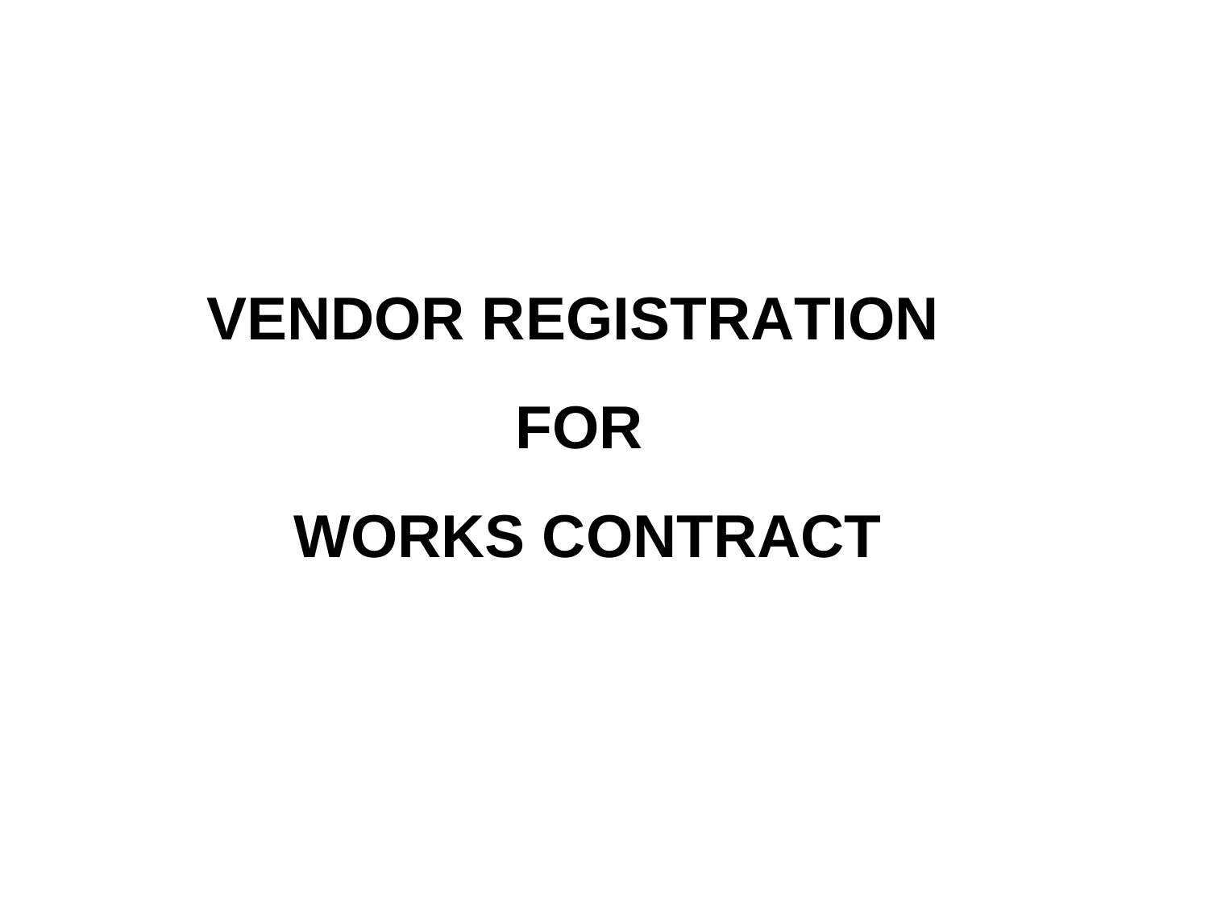# VENDOR REGISTRATION

# FOR

# WORKS CONTRACT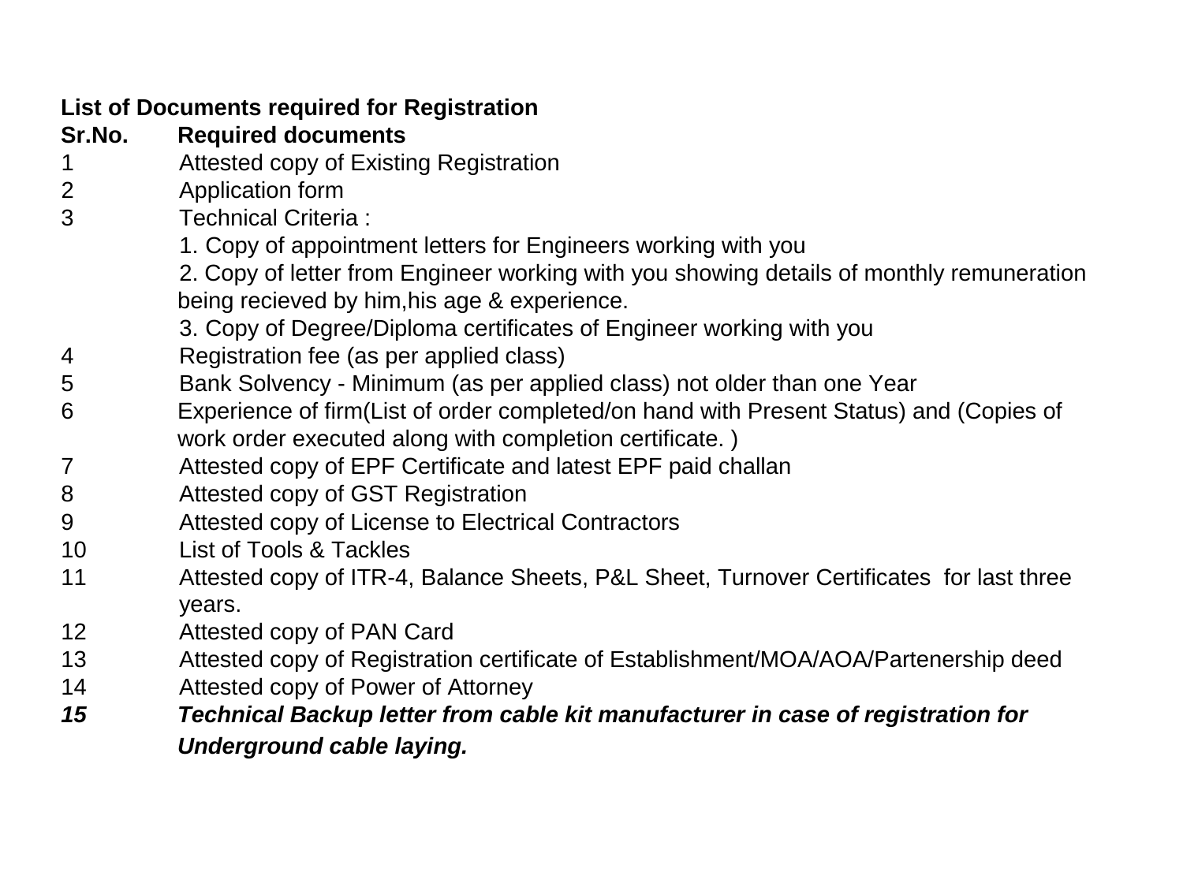**List of Documents required for Registration**

| Sr.No. | Required documents |
| --- | --- |
| 1 | Attested copy of Existing Registration |
| 2 | Application form |
| 3 | Technical Criteria :<br>1. Copy of appointment letters for Engineers working with you<br>2. Copy of letter from Engineer working with you showing details of monthly remuneration being recieved by him,his age & experience.<br>3. Copy of Degree/Diploma certificates of Engineer working with you |
| 4 | Registration fee (as per applied class) |
| 5 | Bank Solvency - Minimum (as per applied class) not older than one Year |
| 6 | Experience of firm(List of order completed/on hand with Present Status) and (Copies of work order executed along with completion certificate. ) |
| 7 | Attested copy of EPF Certificate and latest EPF paid challan |
| 8 | Attested copy of GST Registration |
| 9 | Attested copy of License to Electrical Contractors |
| 10 | List of Tools & Tackles |
| 11 | Attested copy of ITR-4, Balance Sheets, P&L Sheet, Turnover Certificates for last three years. |
| 12 | Attested copy of PAN Card |
| 13 | Attested copy of Registration certificate of Establishment/MOA/AOA/Partenership deed |
| 14 | Attested copy of Power of Attorney |
| ***15*** | ***Technical Backup letter from cable kit manufacturer in case of registration for Underground cable laying.*** |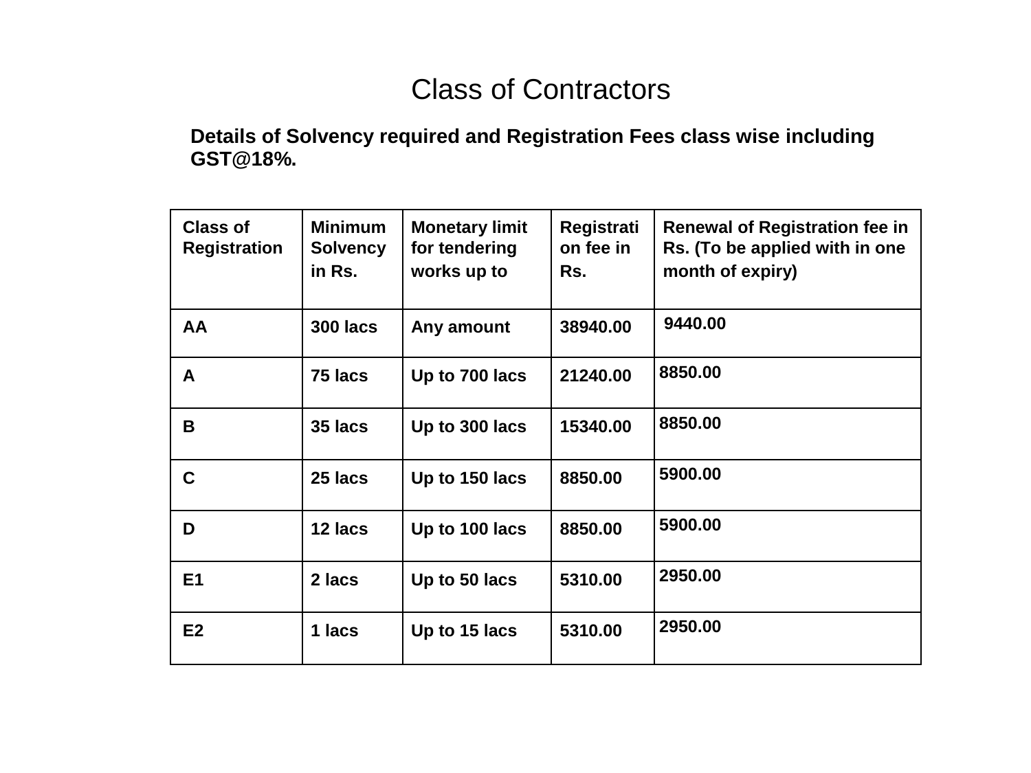# Class of Contractors

**Details of Solvency required and Registration Fees class wise including GST@18%.**

| Class of Registration | Minimum Solvency in Rs. | Monetary limit for tendering works up to | Registration fee in Rs. | Renewal of Registration fee in Rs. (To be applied with in one month of expiry) |
|---|---|---|---|---|
| AA | 300 lacs | Any amount | 38940.00 | 9440.00 |
| A | 75 lacs | Up to 700 lacs | 21240.00 | 8850.00 |
| B | 35 lacs | Up to 300 lacs | 15340.00 | 8850.00 |
| C | 25 lacs | Up to 150 lacs | 8850.00 | 5900.00 |
| D | 12 lacs | Up to 100 lacs | 8850.00 | 5900.00 |
| E1 | 2 lacs | Up to 50 lacs | 5310.00 | 2950.00 |
| E2 | 1 lacs | Up to 15 lacs | 5310.00 | 2950.00 |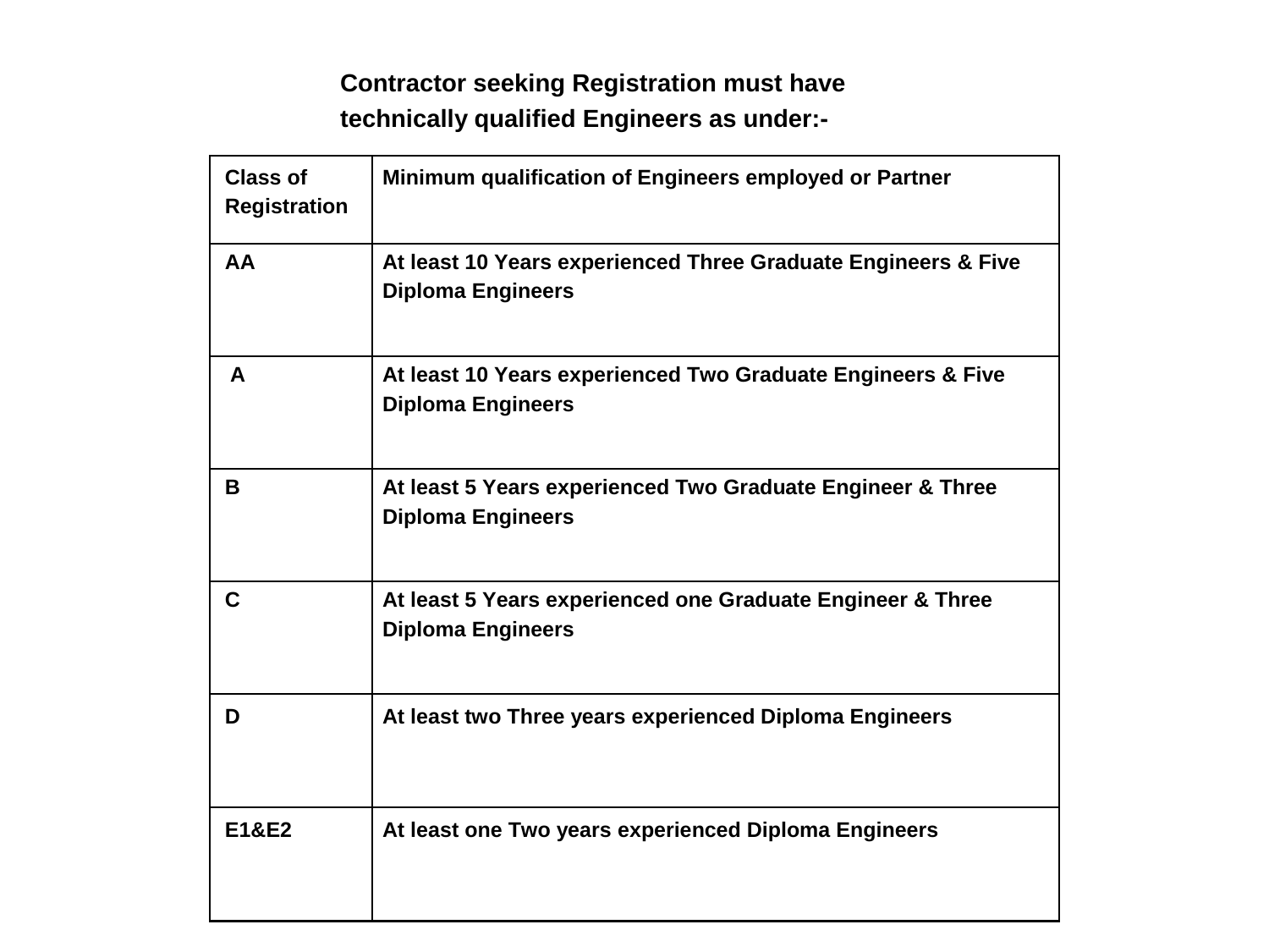**Contractor seeking Registration must have technically qualified Engineers as under:-**

| Class of Registration | Minimum qualification of Engineers employed or Partner |
|---|---|
| AA | At least 10 Years experienced Three Graduate Engineers & Five Diploma Engineers |
| A | At least 10 Years experienced Two Graduate Engineers & Five Diploma Engineers |
| B | At least 5 Years experienced Two Graduate Engineer & Three Diploma Engineers |
| C | At least 5 Years experienced one Graduate Engineer & Three Diploma Engineers |
| D | At least two Three years experienced Diploma Engineers |
| E1&E2 | At least one Two years experienced Diploma Engineers |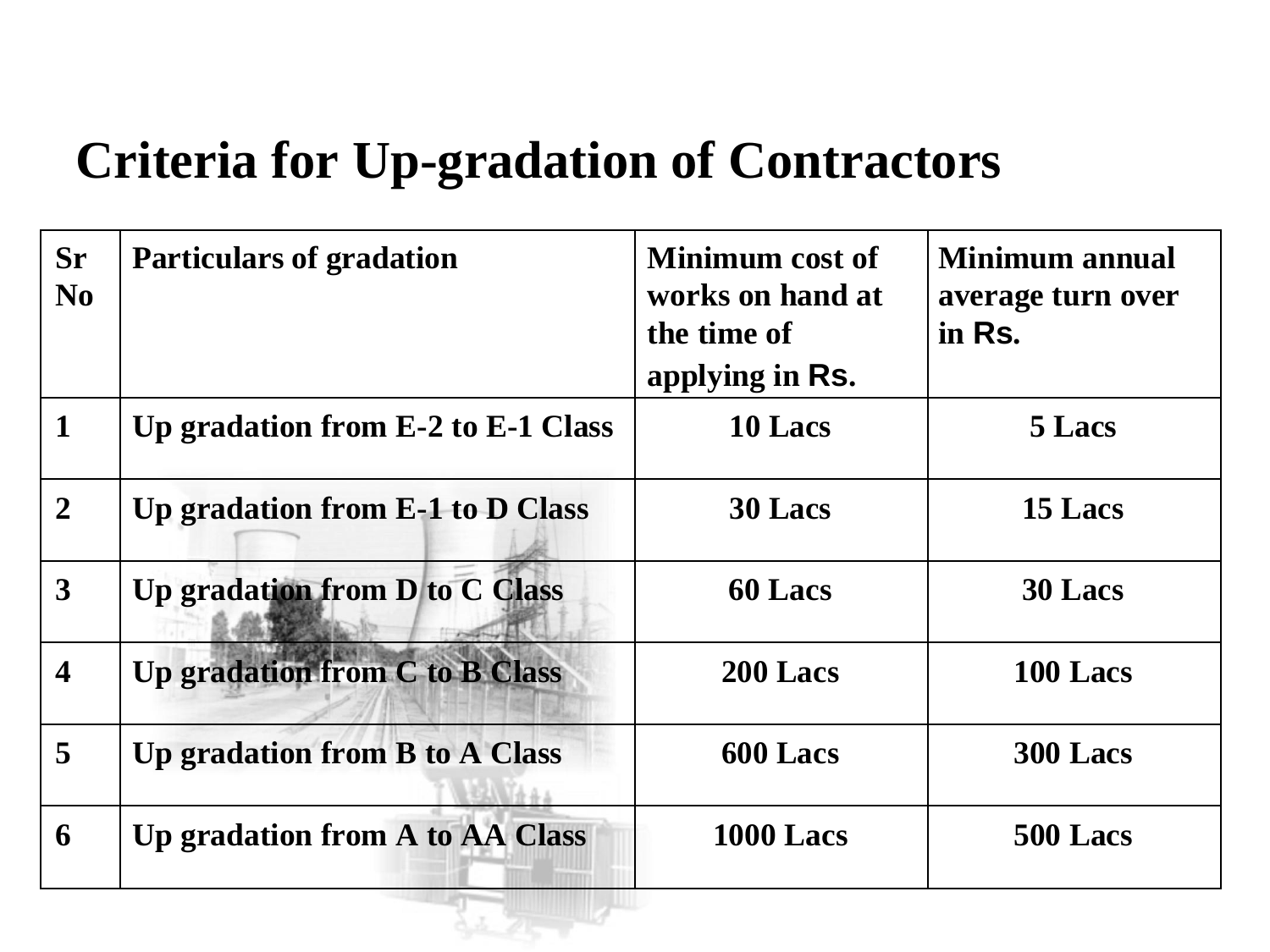# Criteria for Up-gradation of Contractors

| Sr No | Particulars of gradation | Minimum cost of works on hand at the time of applying in Rs. | Minimum annual average turn over in Rs. |
|---|---|---|---|
| 1 | Up gradation from E-2 to E-1 Class | 10 Lacs | 5 Lacs |
| 2 | Up gradation from E-1 to D Class | 30 Lacs | 15 Lacs |
| 3 | Up gradation from D to C Class | 60 Lacs | 30 Lacs |
| 4 | Up gradation from C to B Class | 200 Lacs | 100 Lacs |
| 5 | Up gradation from B to A Class | 600 Lacs | 300 Lacs |
| 6 | Up gradation from A to AA Class | 1000 Lacs | 500 Lacs |